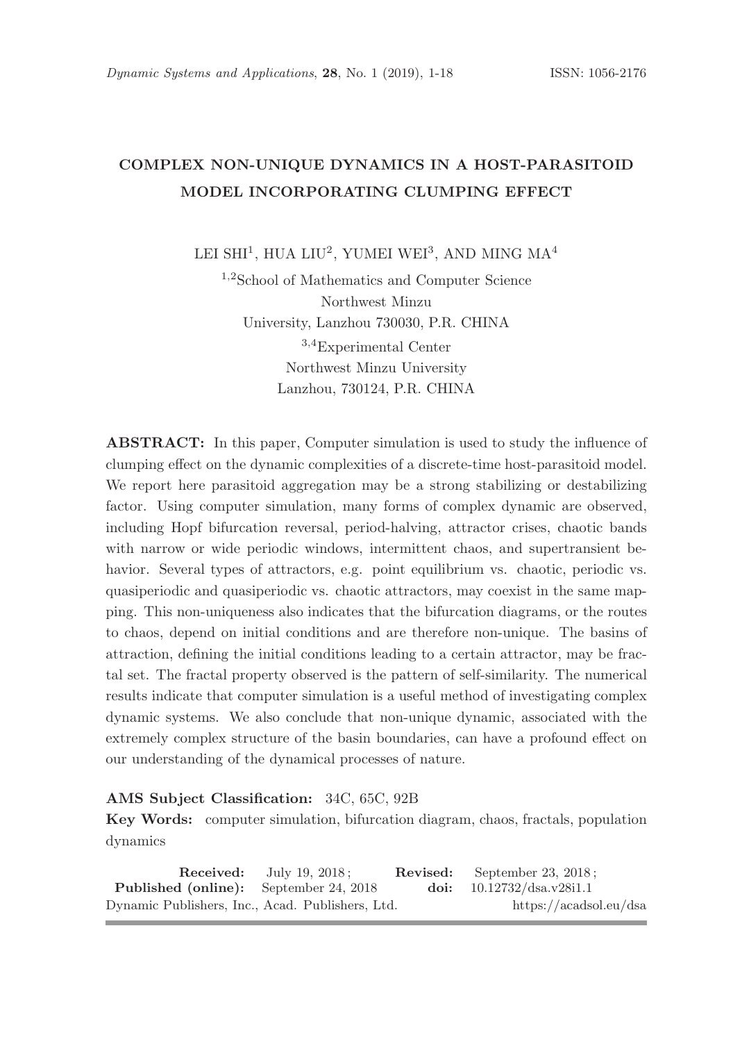# COMPLEX NON-UNIQUE DYNAMICS IN A HOST-PARASITOID MODEL INCORPORATING CLUMPING EFFECT

LEI SHI[1], HUA LIU[2], YUMEI WEI[3], AND MING MA[4]

[1,2]School of Mathematics and Computer Science
Northwest Minzu
University, Lanzhou 730030, P.R. CHINA

[3,4]Experimental Center
Northwest Minzu University
Lanzhou, 730124, P.R. CHINA

**ABSTRACT:** In this paper, Computer simulation is used to study the influence of clumping effect on the dynamic complexities of a discrete-time host-parasitoid model. We report here parasitoid aggregation may be a strong stabilizing or destabilizing factor. Using computer simulation, many forms of complex dynamic are observed, including Hopf bifurcation reversal, period-halving, attractor crises, chaotic bands with narrow or wide periodic windows, intermittent chaos, and supertransient behavior. Several types of attractors, e.g. point equilibrium vs. chaotic, periodic vs. quasiperiodic and quasiperiodic vs. chaotic attractors, may coexist in the same mapping. This non-uniqueness also indicates that the bifurcation diagrams, or the routes to chaos, depend on initial conditions and are therefore non-unique. The basins of attraction, defining the initial conditions leading to a certain attractor, may be fractal set. The fractal property observed is the pattern of self-similarity. The numerical results indicate that computer simulation is a useful method of investigating complex dynamic systems. We also conclude that non-unique dynamic, associated with the extremely complex structure of the basin boundaries, can have a profound effect on our understanding of the dynamical processes of nature.

**AMS Subject Classification:** 34C, 65C, 92B

**Key Words:** computer simulation, bifurcation diagram, chaos, fractals, population dynamics

**Received:** July 19, 2018; **Revised:** September 23, 2018;
**Published (online):** September 24, 2018 **doi:** 10.12732/dsa.v28i1.1
Dynamic Publishers, Inc., Acad. Publishers, Ltd. https://acadsol.eu/dsa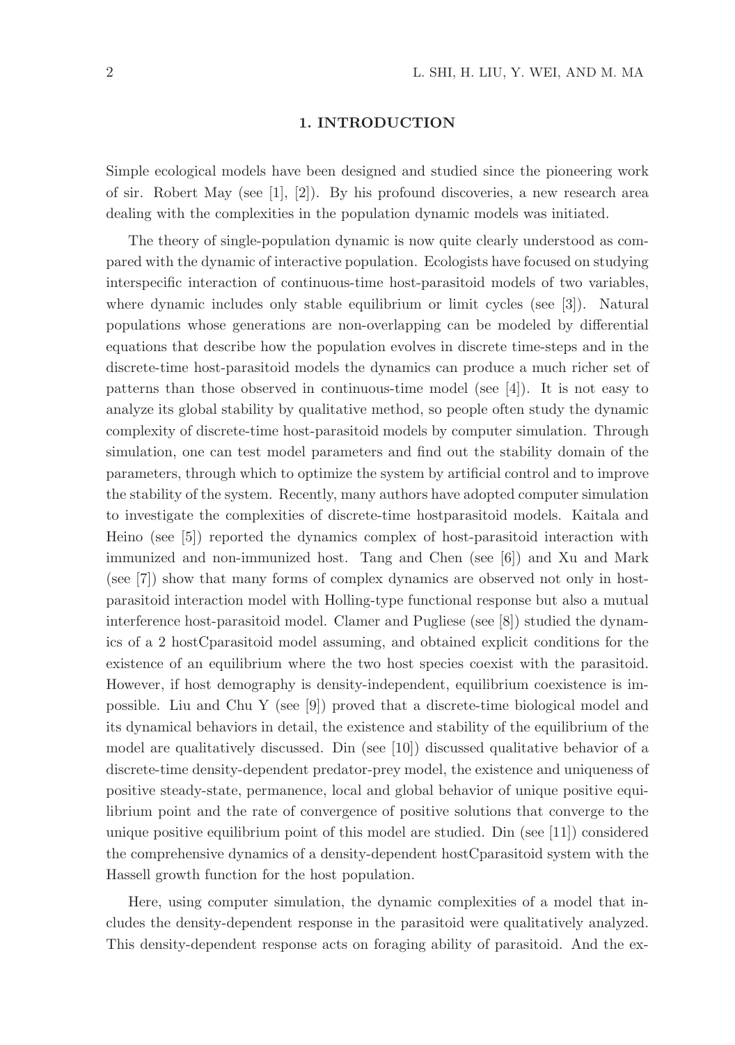## 1. INTRODUCTION

Simple ecological models have been designed and studied since the pioneering work of sir. Robert May (see [1], [2]). By his profound discoveries, a new research area dealing with the complexities in the population dynamic models was initiated.

The theory of single-population dynamic is now quite clearly understood as compared with the dynamic of interactive population. Ecologists have focused on studying interspecific interaction of continuous-time host-parasitoid models of two variables, where dynamic includes only stable equilibrium or limit cycles (see [3]). Natural populations whose generations are non-overlapping can be modeled by differential equations that describe how the population evolves in discrete time-steps and in the discrete-time host-parasitoid models the dynamics can produce a much richer set of patterns than those observed in continuous-time model (see [4]). It is not easy to analyze its global stability by qualitative method, so people often study the dynamic complexity of discrete-time host-parasitoid models by computer simulation. Through simulation, one can test model parameters and find out the stability domain of the parameters, through which to optimize the system by artificial control and to improve the stability of the system. Recently, many authors have adopted computer simulation to investigate the complexities of discrete-time hostparasitoid models. Kaitala and Heino (see [5]) reported the dynamics complex of host-parasitoid interaction with immunized and non-immunized host. Tang and Chen (see [6]) and Xu and Mark (see [7]) show that many forms of complex dynamics are observed not only in host-parasitoid interaction model with Holling-type functional response but also a mutual interference host-parasitoid model. Clamer and Pugliese (see [8]) studied the dynamics of a 2 hostCparasitoid model assuming, and obtained explicit conditions for the existence of an equilibrium where the two host species coexist with the parasitoid. However, if host demography is density-independent, equilibrium coexistence is impossible. Liu and Chu Y (see [9]) proved that a discrete-time biological model and its dynamical behaviors in detail, the existence and stability of the equilibrium of the model are qualitatively discussed. Din (see [10]) discussed qualitative behavior of a discrete-time density-dependent predator-prey model, the existence and uniqueness of positive steady-state, permanence, local and global behavior of unique positive equilibrium point and the rate of convergence of positive solutions that converge to the unique positive equilibrium point of this model are studied. Din (see [11]) considered the comprehensive dynamics of a density-dependent hostCparasitoid system with the Hassell growth function for the host population.

Here, using computer simulation, the dynamic complexities of a model that includes the density-dependent response in the parasitoid were qualitatively analyzed. This density-dependent response acts on foraging ability of parasitoid. And the ex-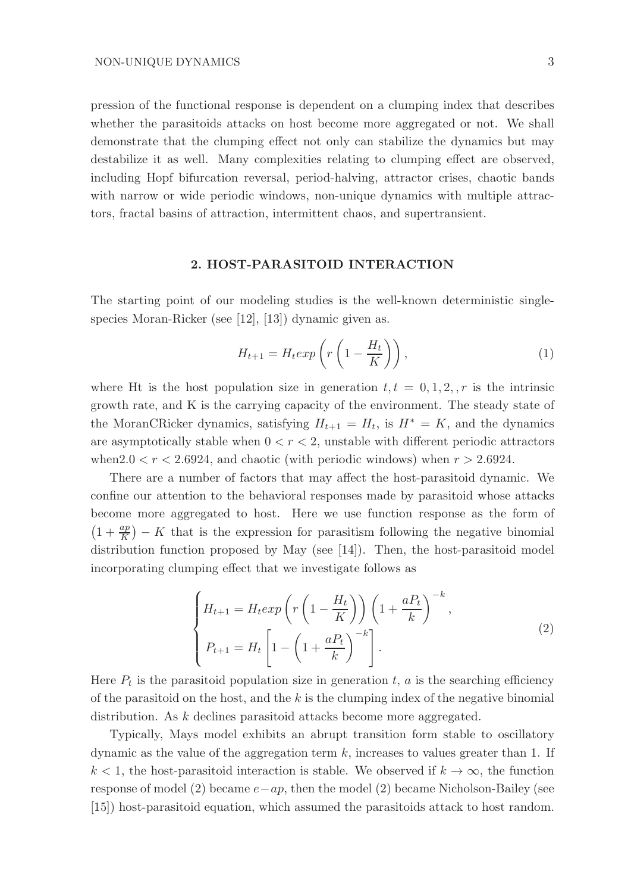pression of the functional response is dependent on a clumping index that describes whether the parasitoids attacks on host become more aggregated or not. We shall demonstrate that the clumping effect not only can stabilize the dynamics but may destabilize it as well. Many complexities relating to clumping effect are observed, including Hopf bifurcation reversal, period-halving, attractor crises, chaotic bands with narrow or wide periodic windows, non-unique dynamics with multiple attractors, fractal basins of attraction, intermittent chaos, and supertransient.

## 2. HOST-PARASITOID INTERACTION

The starting point of our modeling studies is the well-known deterministic single-species Moran-Ricker (see [12], [13]) dynamic given as.

$$H_{t+1} = H_t exp\left(r\left(1 - \frac{H_t}{K}\right)\right), \tag{1}$$

where Ht is the host population size in generation $t, t = 0, 1, 2, , r$ is the intrinsic growth rate, and K is the carrying capacity of the environment. The steady state of the MoranCRicker dynamics, satisfying $H_{t+1} = H_t$, is $H^* = K$, and the dynamics are asymptotically stable when $0 < r < 2$, unstable with different periodic attractors when$2.0 < r < 2.6924$, and chaotic (with periodic windows) when $r > 2.6924$.

There are a number of factors that may affect the host-parasitoid dynamic. We confine our attention to the behavioral responses made by parasitoid whose attacks become more aggregated to host. Here we use function response as the form of $\left(1 + \frac{ap}{K}\right) - K$ that is the expression for parasitism following the negative binomial distribution function proposed by May (see [14]). Then, the host-parasitoid model incorporating clumping effect that we investigate follows as

$$\begin{cases} H_{t+1} = H_t exp\left(r\left(1 - \dfrac{H_t}{K}\right)\right)\left(1 + \dfrac{aP_t}{k}\right)^{-k}, \\ P_{t+1} = H_t\left[1 - \left(1 + \dfrac{aP_t}{k}\right)^{-k}\right]. \end{cases} \tag{2}$$

Here $P_t$ is the parasitoid population size in generation $t$, $a$ is the searching efficiency of the parasitoid on the host, and the $k$ is the clumping index of the negative binomial distribution. As $k$ declines parasitoid attacks become more aggregated.

Typically, Mays model exhibits an abrupt transition form stable to oscillatory dynamic as the value of the aggregation term $k$, increases to values greater than 1. If $k < 1$, the host-parasitoid interaction is stable. We observed if $k \to \infty$, the function response of model (2) became $e - ap$, then the model (2) became Nicholson-Bailey (see [15]) host-parasitoid equation, which assumed the parasitoids attack to host random.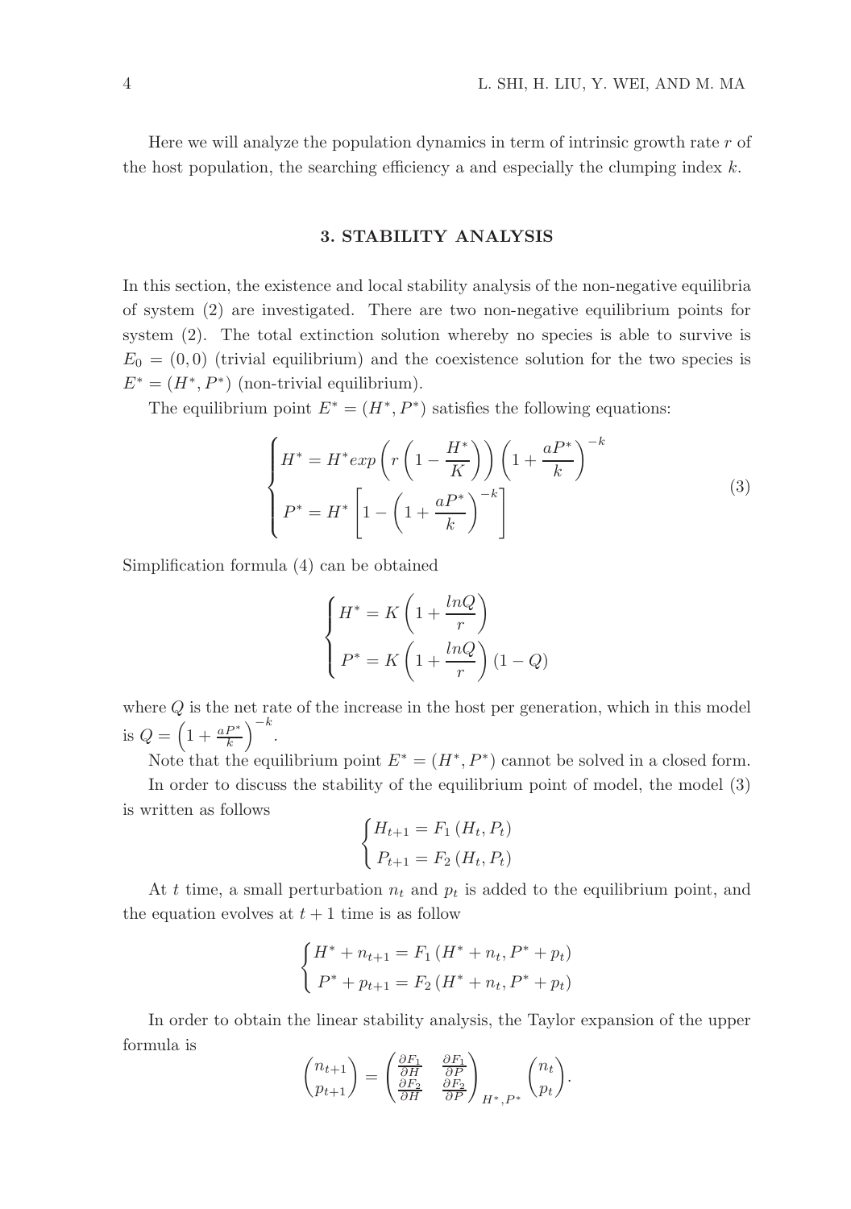Here we will analyze the population dynamics in term of intrinsic growth rate $r$ of the host population, the searching efficiency a and especially the clumping index $k$.

## 3. STABILITY ANALYSIS

In this section, the existence and local stability analysis of the non-negative equilibria of system (2) are investigated. There are two non-negative equilibrium points for system (2). The total extinction solution whereby no species is able to survive is $E_0 = (0, 0)$ (trivial equilibrium) and the coexistence solution for the two species is $E^* = (H^*, P^*)$ (non-trivial equilibrium).

The equilibrium point $E^* = (H^*, P^*)$ satisfies the following equations:

$$\begin{cases} H^* = H^* exp\left(r\left(1 - \dfrac{H^*}{K}\right)\right)\left(1 + \dfrac{aP^*}{k}\right)^{-k} \\ P^* = H^*\left[1 - \left(1 + \dfrac{aP^*}{k}\right)^{-k}\right] \end{cases} \tag{3}$$

Simplification formula (4) can be obtained

$$\begin{cases} H^* = K\left(1 + \dfrac{lnQ}{r}\right) \\ P^* = K\left(1 + \dfrac{lnQ}{r}\right)(1 - Q) \end{cases}$$

where $Q$ is the net rate of the increase in the host per generation, which in this model is $Q = \left(1 + \frac{aP^*}{k}\right)^{-k}$.

Note that the equilibrium point $E^* = (H^*, P^*)$ cannot be solved in a closed form.

In order to discuss the stability of the equilibrium point of model, the model (3) is written as follows

$$\begin{cases} H_{t+1} = F_1(H_t, P_t) \\ P_{t+1} = F_2(H_t, P_t) \end{cases}$$

At $t$ time, a small perturbation $n_t$ and $p_t$ is added to the equilibrium point, and the equation evolves at $t + 1$ time is as follow

$$\begin{cases} H^* + n_{t+1} = F_1(H^* + n_t, P^* + p_t) \\ P^* + p_{t+1} = F_2(H^* + n_t, P^* + p_t) \end{cases}$$

In order to obtain the linear stability analysis, the Taylor expansion of the upper formula is

$$\begin{pmatrix} n_{t+1} \\ p_{t+1} \end{pmatrix} = \begin{pmatrix} \frac{\partial F_1}{\partial H} & \frac{\partial F_1}{\partial P} \\ \frac{\partial F_2}{\partial H} & \frac{\partial F_2}{\partial P} \end{pmatrix}_{H^*, P^*} \begin{pmatrix} n_t \\ p_t \end{pmatrix}.$$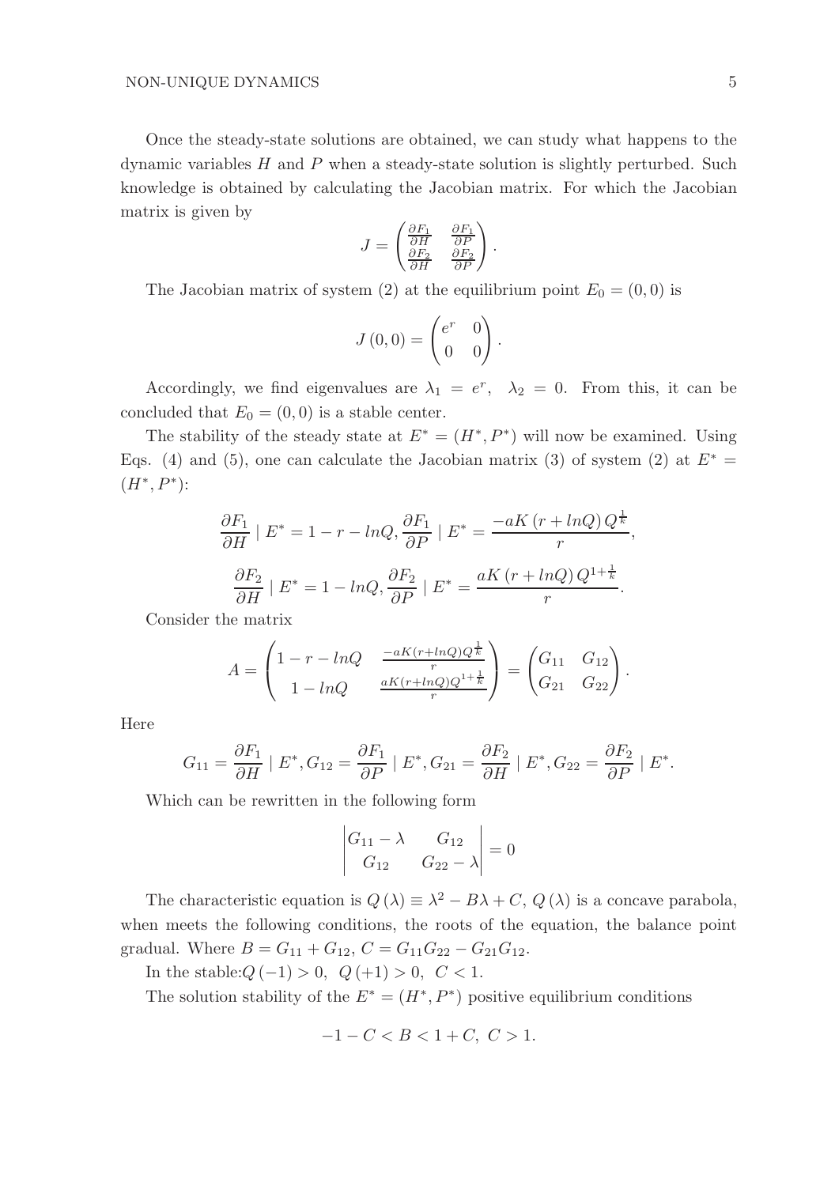Once the steady-state solutions are obtained, we can study what happens to the dynamic variables $H$ and $P$ when a steady-state solution is slightly perturbed. Such knowledge is obtained by calculating the Jacobian matrix. For which the Jacobian matrix is given by

$$J = \begin{pmatrix} \frac{\partial F_1}{\partial H} & \frac{\partial F_1}{\partial P} \\ \frac{\partial F_2}{\partial H} & \frac{\partial F_2}{\partial P} \end{pmatrix}.$$

The Jacobian matrix of system (2) at the equilibrium point $E_0 = (0, 0)$ is

$$J(0,0) = \begin{pmatrix} e^r & 0 \\ 0 & 0 \end{pmatrix}.$$

Accordingly, we find eigenvalues are $\lambda_1 = e^r, \quad \lambda_2 = 0$. From this, it can be concluded that $E_0 = (0, 0)$ is a stable center.

The stability of the steady state at $E^* = (H^*, P^*)$ will now be examined. Using Eqs. (4) and (5), one can calculate the Jacobian matrix (3) of system (2) at $E^* = (H^*, P^*)$:

$$\frac{\partial F_1}{\partial H} \mid E^* = 1 - r - lnQ, \frac{\partial F_1}{\partial P} \mid E^* = \frac{-aK(r + lnQ)Q^{\frac{1}{k}}}{r},$$

$$\frac{\partial F_2}{\partial H} \mid E^* = 1 - lnQ, \frac{\partial F_2}{\partial P} \mid E^* = \frac{aK(r + lnQ)Q^{1+\frac{1}{k}}}{r}.$$

Consider the matrix

$$A = \begin{pmatrix} 1 - r - lnQ & \frac{-aK(r+lnQ)Q^{\frac{1}{k}}}{r} \\ 1 - lnQ & \frac{aK(r+lnQ)Q^{1+\frac{1}{k}}}{r} \end{pmatrix} = \begin{pmatrix} G_{11} & G_{12} \\ G_{21} & G_{22} \end{pmatrix}.$$

Here

$$G_{11} = \frac{\partial F_1}{\partial H} \mid E^*, G_{12} = \frac{\partial F_1}{\partial P} \mid E^*, G_{21} = \frac{\partial F_2}{\partial H} \mid E^*, G_{22} = \frac{\partial F_2}{\partial P} \mid E^*.$$

Which can be rewritten in the following form

$$\begin{vmatrix} G_{11} - \lambda & G_{12} \\ G_{12} & G_{22} - \lambda \end{vmatrix} = 0$$

The characteristic equation is $Q(\lambda) \equiv \lambda^2 - B\lambda + C$, $Q(\lambda)$ is a concave parabola, when meets the following conditions, the roots of the equation, the balance point gradual. Where $B = G_{11} + G_{12}$, $C = G_{11}G_{22} - G_{21}G_{12}$.

In the stable:$Q(-1) > 0, \ Q(+1) > 0, \ C < 1$.

The solution stability of the $E^* = (H^*, P^*)$ positive equilibrium conditions

$$-1 - C < B < 1 + C, \ C > 1.$$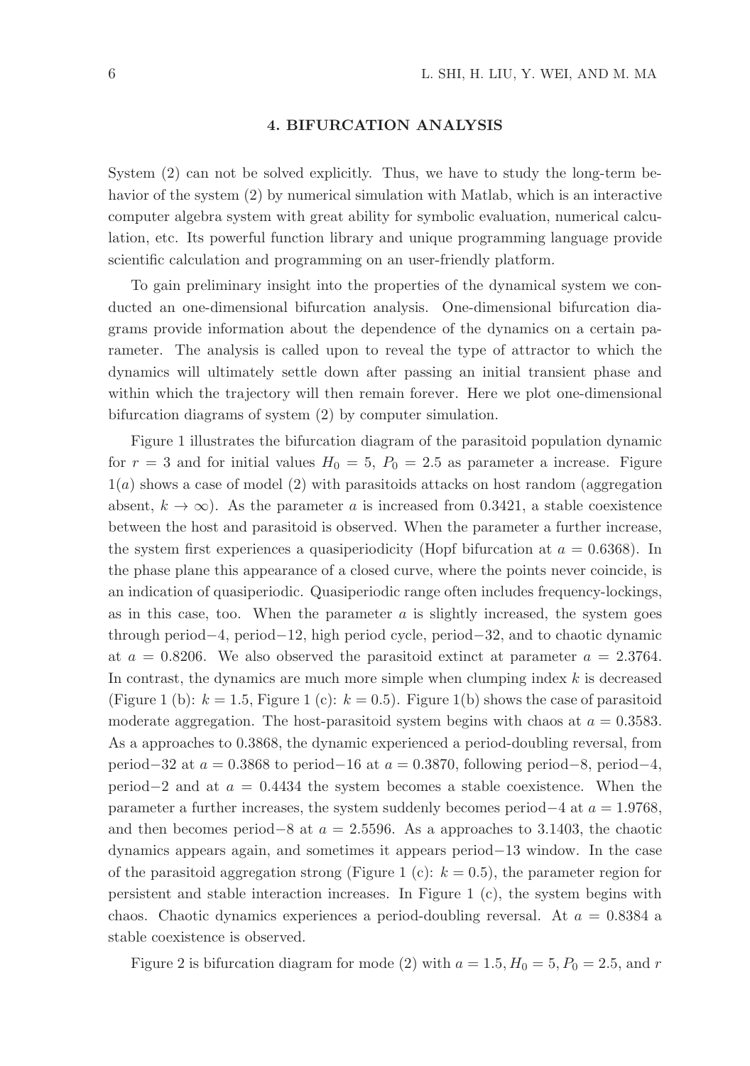## 4. BIFURCATION ANALYSIS

System (2) can not be solved explicitly. Thus, we have to study the long-term behavior of the system (2) by numerical simulation with Matlab, which is an interactive computer algebra system with great ability for symbolic evaluation, numerical calculation, etc. Its powerful function library and unique programming language provide scientific calculation and programming on an user-friendly platform.

To gain preliminary insight into the properties of the dynamical system we conducted an one-dimensional bifurcation analysis. One-dimensional bifurcation diagrams provide information about the dependence of the dynamics on a certain parameter. The analysis is called upon to reveal the type of attractor to which the dynamics will ultimately settle down after passing an initial transient phase and within which the trajectory will then remain forever. Here we plot one-dimensional bifurcation diagrams of system (2) by computer simulation.

Figure 1 illustrates the bifurcation diagram of the parasitoid population dynamic for $r = 3$ and for initial values $H_0 = 5$, $P_0 = 2.5$ as parameter a increase. Figure $1(a)$ shows a case of model (2) with parasitoids attacks on host random (aggregation absent, $k \to \infty$). As the parameter $a$ is increased from 0.3421, a stable coexistence between the host and parasitoid is observed. When the parameter a further increase, the system first experiences a quasiperiodicity (Hopf bifurcation at $a = 0.6368$). In the phase plane this appearance of a closed curve, where the points never coincide, is an indication of quasiperiodic. Quasiperiodic range often includes frequency-lockings, as in this case, too. When the parameter $a$ is slightly increased, the system goes through period$-4$, period$-12$, high period cycle, period$-32$, and to chaotic dynamic at $a = 0.8206$. We also observed the parasitoid extinct at parameter $a = 2.3764$. In contrast, the dynamics are much more simple when clumping index $k$ is decreased (Figure 1 (b): $k = 1.5$, Figure 1 (c): $k = 0.5$). Figure 1(b) shows the case of parasitoid moderate aggregation. The host-parasitoid system begins with chaos at $a = 0.3583$. As a approaches to 0.3868, the dynamic experienced a period-doubling reversal, from period$-32$ at $a = 0.3868$ to period$-16$ at $a = 0.3870$, following period$-8$, period$-4$, period$-2$ and at $a = 0.4434$ the system becomes a stable coexistence. When the parameter a further increases, the system suddenly becomes period$-4$ at $a = 1.9768$, and then becomes period$-8$ at $a = 2.5596$. As a approaches to 3.1403, the chaotic dynamics appears again, and sometimes it appears period$-13$ window. In the case of the parasitoid aggregation strong (Figure 1 (c): $k = 0.5$), the parameter region for persistent and stable interaction increases. In Figure 1 (c), the system begins with chaos. Chaotic dynamics experiences a period-doubling reversal. At $a = 0.8384$ a stable coexistence is observed.

Figure 2 is bifurcation diagram for mode (2) with $a = 1.5, H_0 = 5, P_0 = 2.5$, and $r$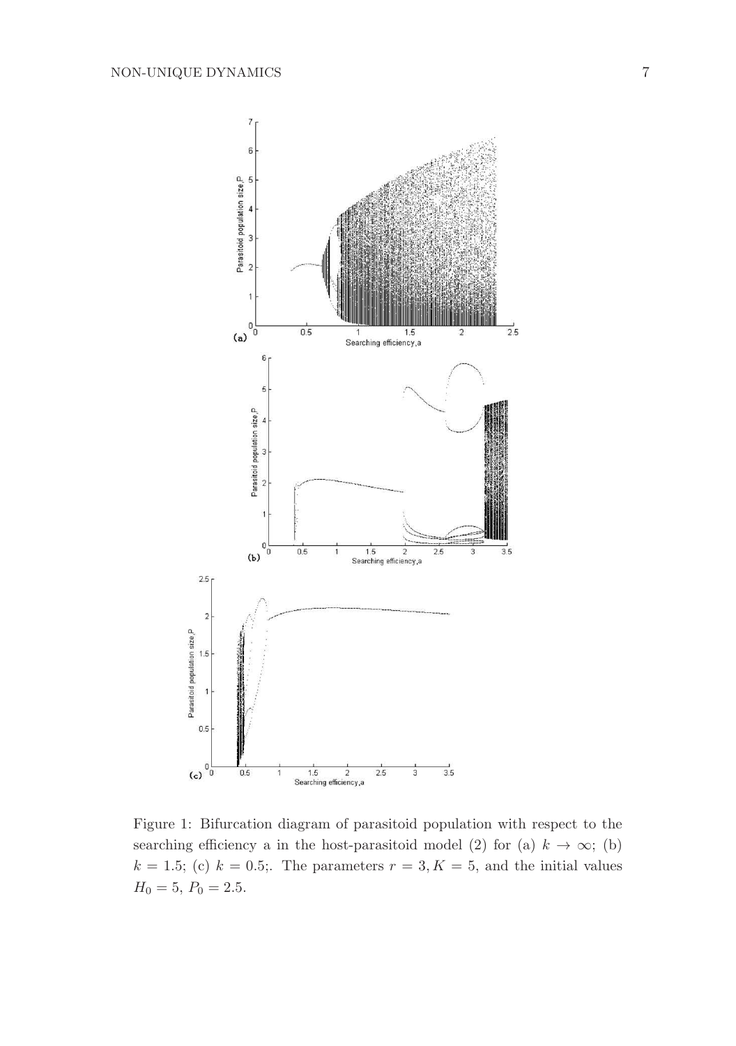(a)

Parasitoid population size, P

Searching efficiency, a

0 0.5 1 1.5 2 2.5

0 1 2 3 4 5 6 7

(b)

Parasitoid population size, P

Searching efficiency, a

0 0.5 1 1.5 2 2.5 3 3.5

0 1 2 3 4 5 6

(c)

Parasitoid population size, P

Searching efficiency, a

0 0.5 1 1.5 2 2.5 3 3.5

0 0.5 1 1.5 2 2.5

Figure 1: Bifurcation diagram of parasitoid population with respect to the searching efficiency a in the host-parasitoid model (2) for (a) $k \to \infty$; (b) $k = 1.5$; (c) $k = 0.5$;. The parameters $r = 3, K = 5$, and the initial values $H_0 = 5$, $P_0 = 2.5$.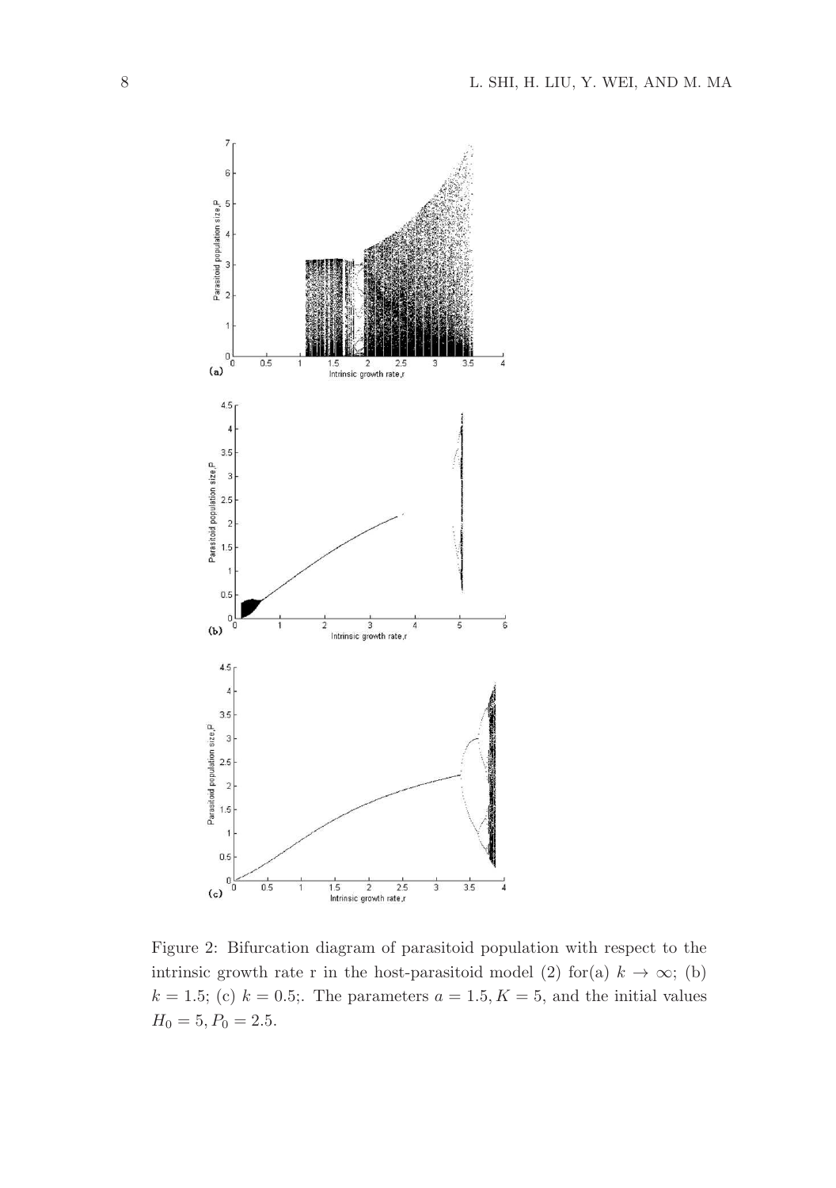(a)

Parasitoid population size,P

0 1 2 3 4 5 6 7

Intrinsic growth rate,r

0 0.5 1 1.5 2 2.5 3 3.5 4

(b)

Parasitoid population size,P

0 0.5 1 1.5 2 2.5 3 3.5 4 4.5

Intrinsic growth rate,r

0 1 2 3 4 5 6

(c)

Parasitoid population size,P

0 0.5 1 1.5 2 2.5 3 3.5 4 4.5

Intrinsic growth rate,r

0 0.5 1 1.5 2 2.5 3 3.5 4

Figure 2: Bifurcation diagram of parasitoid population with respect to the intrinsic growth rate r in the host-parasitoid model (2) for(a) $k \to \infty$; (b) $k = 1.5$; (c) $k = 0.5$;. The parameters $a = 1.5, K = 5$, and the initial values $H_0 = 5, P_0 = 2.5$.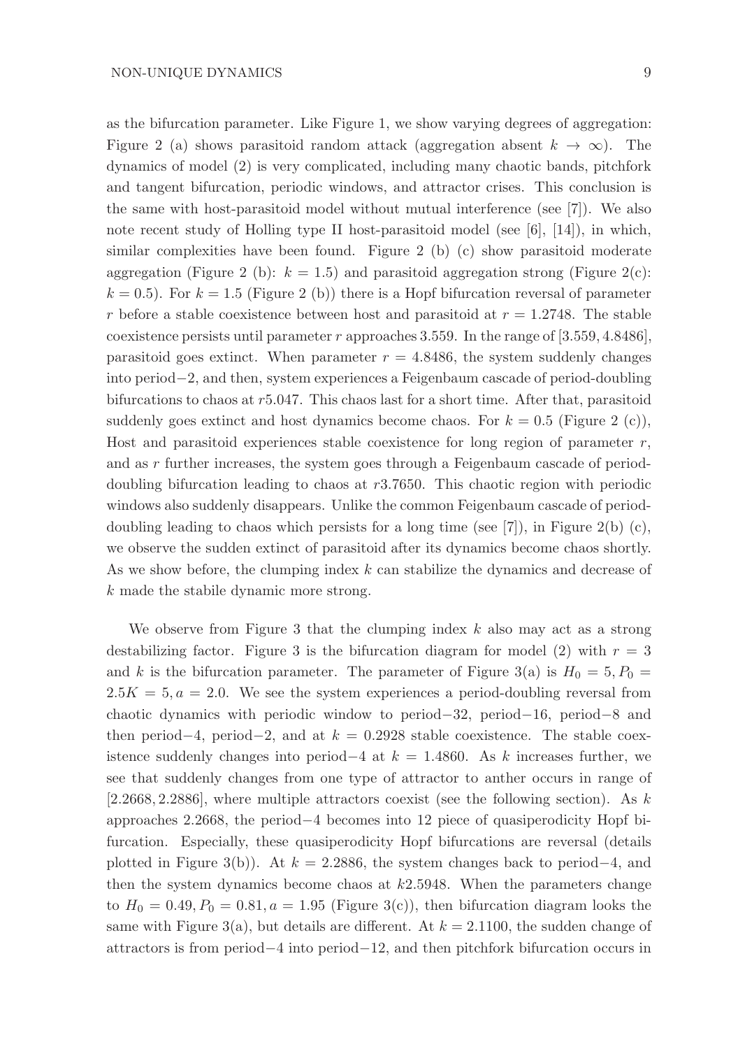as the bifurcation parameter. Like Figure 1, we show varying degrees of aggregation: Figure 2 (a) shows parasitoid random attack (aggregation absent $k \to \infty$). The dynamics of model (2) is very complicated, including many chaotic bands, pitchfork and tangent bifurcation, periodic windows, and attractor crises. This conclusion is the same with host-parasitoid model without mutual interference (see [7]). We also note recent study of Holling type II host-parasitoid model (see [6], [14]), in which, similar complexities have been found. Figure 2 (b) (c) show parasitoid moderate aggregation (Figure 2 (b): $k = 1.5$) and parasitoid aggregation strong (Figure 2(c): $k = 0.5$). For $k = 1.5$ (Figure 2 (b)) there is a Hopf bifurcation reversal of parameter $r$ before a stable coexistence between host and parasitoid at $r = 1.2748$. The stable coexistence persists until parameter $r$ approaches 3.559. In the range of $[3.559, 4.8486]$, parasitoid goes extinct. When parameter $r = 4.8486$, the system suddenly changes into period$-2$, and then, system experiences a Feigenbaum cascade of period-doubling bifurcations to chaos at $r5.047$. This chaos last for a short time. After that, parasitoid suddenly goes extinct and host dynamics become chaos. For $k = 0.5$ (Figure 2 (c)), Host and parasitoid experiences stable coexistence for long region of parameter $r$, and as $r$ further increases, the system goes through a Feigenbaum cascade of period-doubling bifurcation leading to chaos at $r3.7650$. This chaotic region with periodic windows also suddenly disappears. Unlike the common Feigenbaum cascade of period-doubling leading to chaos which persists for a long time (see [7]), in Figure 2(b) (c), we observe the sudden extinct of parasitoid after its dynamics become chaos shortly. As we show before, the clumping index $k$ can stabilize the dynamics and decrease of $k$ made the stabile dynamic more strong.

We observe from Figure 3 that the clumping index $k$ also may act as a strong destabilizing factor. Figure 3 is the bifurcation diagram for model (2) with $r = 3$ and $k$ is the bifurcation parameter. The parameter of Figure 3(a) is $H_0 = 5, P_0 = 2.5K = 5, a = 2.0$. We see the system experiences a period-doubling reversal from chaotic dynamics with periodic window to period$-32$, period$-16$, period$-8$ and then period$-4$, period$-2$, and at $k = 0.2928$ stable coexistence. The stable coexistence suddenly changes into period$-4$ at $k = 1.4860$. As $k$ increases further, we see that suddenly changes from one type of attractor to anther occurs in range of $[2.2668, 2.2886]$, where multiple attractors coexist (see the following section). As $k$ approaches 2.2668, the period$-4$ becomes into 12 piece of quasiperodicity Hopf bifurcation. Especially, these quasiperodicity Hopf bifurcations are reversal (details plotted in Figure 3(b)). At $k = 2.2886$, the system changes back to period$-4$, and then the system dynamics become chaos at $k2.5948$. When the parameters change to $H_0 = 0.49, P_0 = 0.81, a = 1.95$ (Figure 3(c)), then bifurcation diagram looks the same with Figure 3(a), but details are different. At $k = 2.1100$, the sudden change of attractors is from period$-4$ into period$-12$, and then pitchfork bifurcation occurs in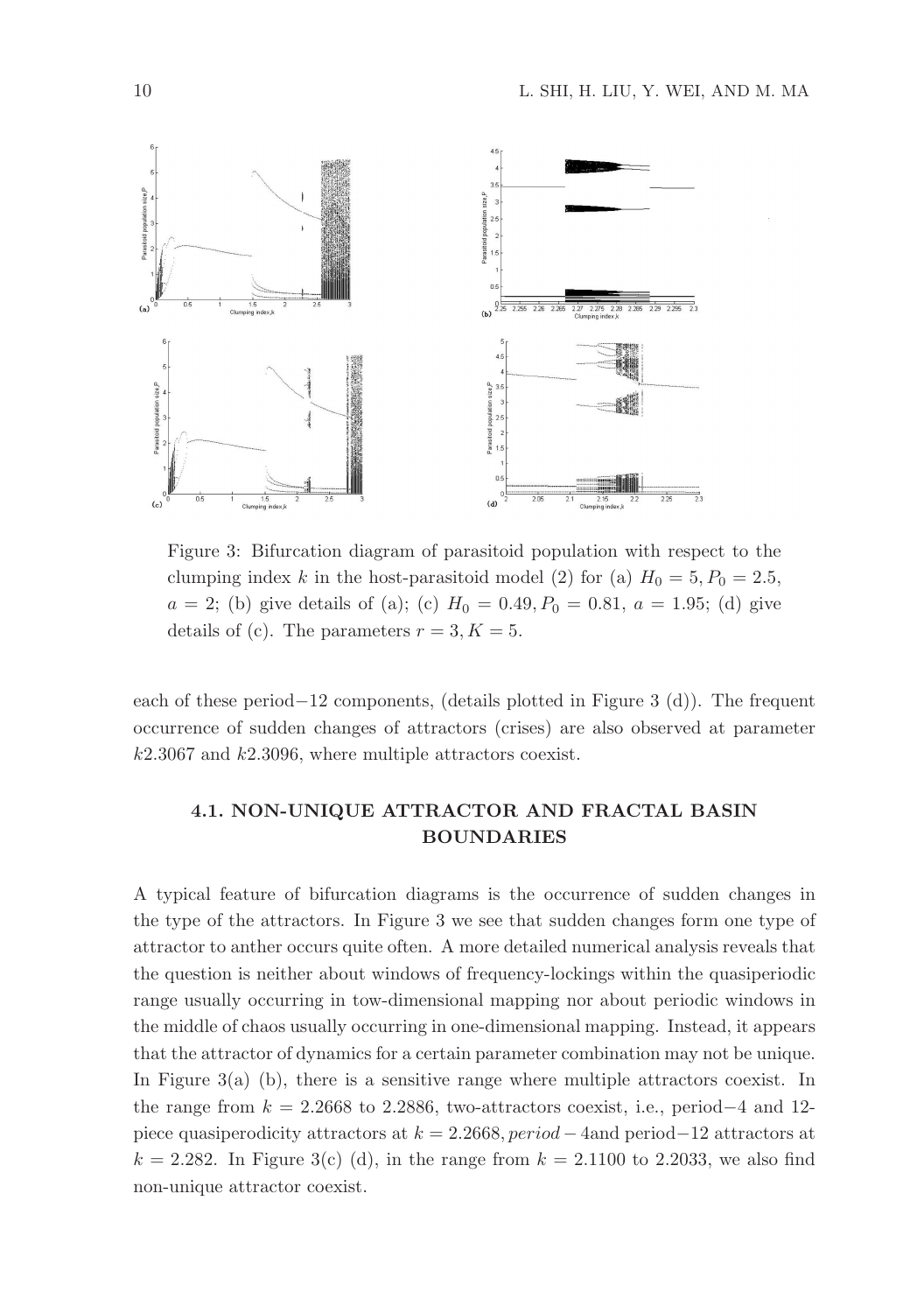(a)

Parasitoid population size,P

Clumping index,k

(b)

Parasitoid population size,P

Clumping index,k

(c)

Parasitoid population size,P

Clumping index,k

(d)

Parasitoid population size,P

Clumping index,k

Figure 3: Bifurcation diagram of parasitoid population with respect to the clumping index $k$ in the host-parasitoid model (2) for (a) $H_0 = 5, P_0 = 2.5$, $a = 2$; (b) give details of (a); (c) $H_0 = 0.49, P_0 = 0.81$, $a = 1.95$; (d) give details of (c). The parameters $r = 3, K = 5$.

each of these period$-12$ components, (details plotted in Figure 3 (d)). The frequent occurrence of sudden changes of attractors (crises) are also observed at parameter $k2.3067$ and $k2.3096$, where multiple attractors coexist.

## 4.1. NON-UNIQUE ATTRACTOR AND FRACTAL BASIN BOUNDARIES

A typical feature of bifurcation diagrams is the occurrence of sudden changes in the type of the attractors. In Figure 3 we see that sudden changes form one type of attractor to anther occurs quite often. A more detailed numerical analysis reveals that the question is neither about windows of frequency-lockings within the quasiperiodic range usually occurring in tow-dimensional mapping nor about periodic windows in the middle of chaos usually occurring in one-dimensional mapping. Instead, it appears that the attractor of dynamics for a certain parameter combination may not be unique. In Figure 3(a) (b), there is a sensitive range where multiple attractors coexist. In the range from $k = 2.2668$ to $2.2886$, two-attractors coexist, i.e., period$-4$ and 12-piece quasiperodicity attractors at $k = 2.2668, period-4$and period$-12$ attractors at $k = 2.282$. In Figure 3(c) (d), in the range from $k = 2.1100$ to $2.2033$, we also find non-unique attractor coexist.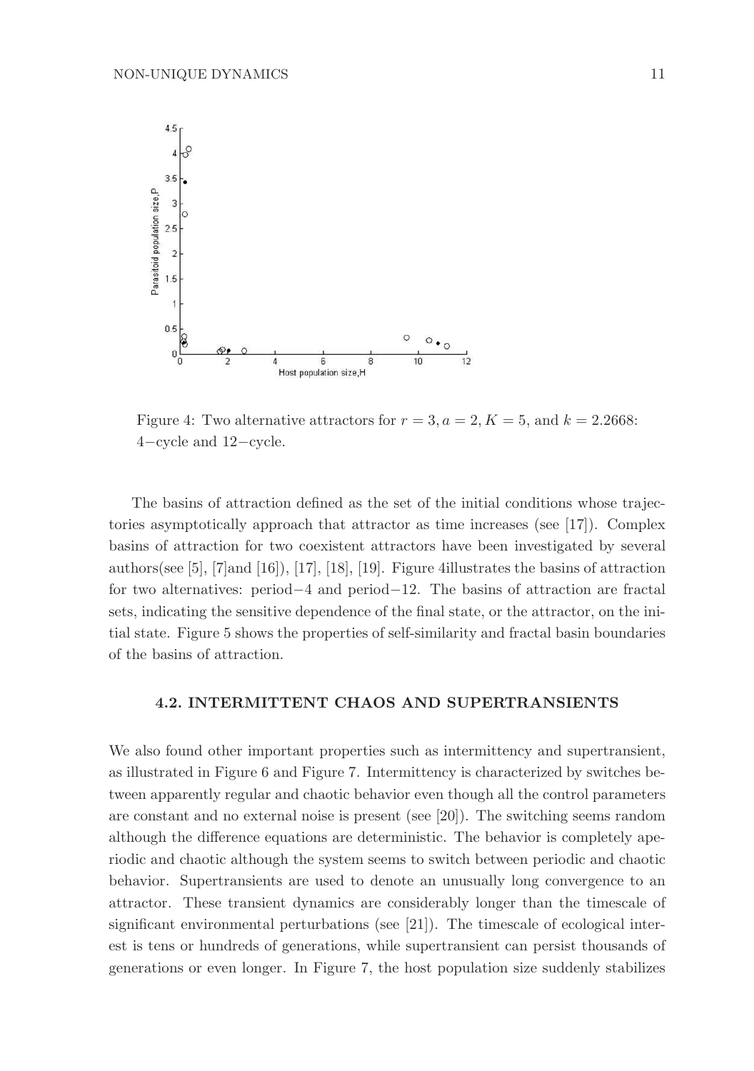4.5
4
3.5
3
2.5
2
1.5
1
0.5
0
Parasitoid population size,P
0
2
4
6
8
10
12
Host population size,H

Figure 4: Two alternative attractors for $r = 3, a = 2, K = 5$, and $k = 2.2668$: $4-$cycle and $12-$cycle.

The basins of attraction defined as the set of the initial conditions whose trajectories asymptotically approach that attractor as time increases (see [17]). Complex basins of attraction for two coexistent attractors have been investigated by several authors(see [5], [7]and [16]), [17], [18], [19]. Figure 4illustrates the basins of attraction for two alternatives: period$-4$ and period$-12$. The basins of attraction are fractal sets, indicating the sensitive dependence of the final state, or the attractor, on the initial state. Figure 5 shows the properties of self-similarity and fractal basin boundaries of the basins of attraction.

### 4.2. INTERMITTENT CHAOS AND SUPERTRANSIENTS

We also found other important properties such as intermittency and supertransient, as illustrated in Figure 6 and Figure 7. Intermittency is characterized by switches between apparently regular and chaotic behavior even though all the control parameters are constant and no external noise is present (see [20]). The switching seems random although the difference equations are deterministic. The behavior is completely aperiodic and chaotic although the system seems to switch between periodic and chaotic behavior. Supertransients are used to denote an unusually long convergence to an attractor. These transient dynamics are considerably longer than the timescale of significant environmental perturbations (see [21]). The timescale of ecological interest is tens or hundreds of generations, while supertransient can persist thousands of generations or even longer. In Figure 7, the host population size suddenly stabilizes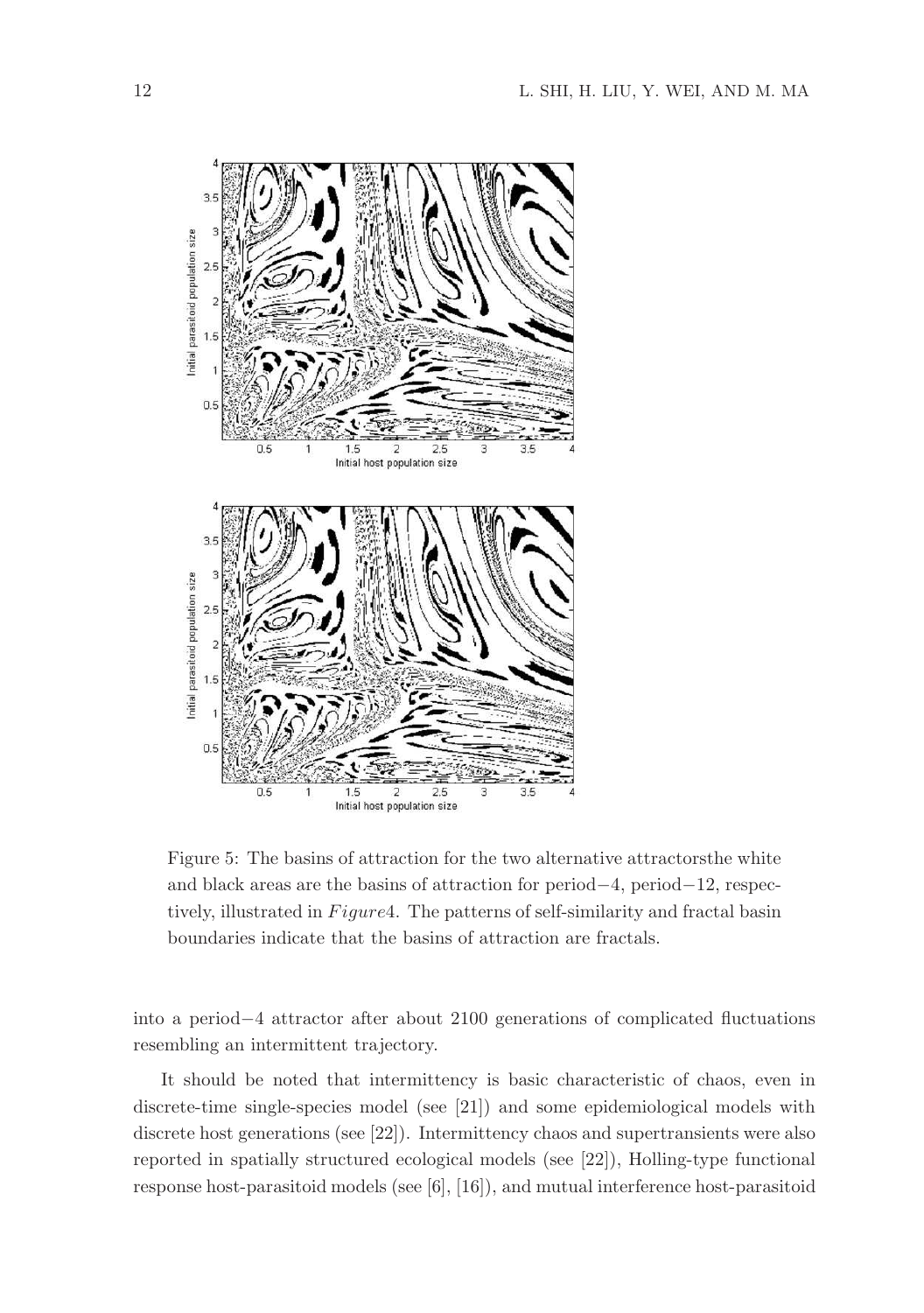Initial parasitoid population size

Initial host population size

0.5 1 1.5 2 2.5 3 3.5 4

0.5 1 1.5 2 2.5 3 3.5 4

Initial parasitoid population size

Initial host population size

0.5 1 1.5 2 2.5 3 3.5 4

0.5 1 1.5 2 2.5 3 3.5 4

Figure 5: The basins of attraction for the two alternative attractorsthe white and black areas are the basins of attraction for period−4, period−12, respectively, illustrated in *Figure*4. The patterns of self-similarity and fractal basin boundaries indicate that the basins of attraction are fractals.

into a period−4 attractor after about 2100 generations of complicated fluctuations resembling an intermittent trajectory.

It should be noted that intermittency is basic characteristic of chaos, even in discrete-time single-species model (see [21]) and some epidemiological models with discrete host generations (see [22]). Intermittency chaos and supertransients were also reported in spatially structured ecological models (see [22]), Holling-type functional response host-parasitoid models (see [6], [16]), and mutual interference host-parasitoid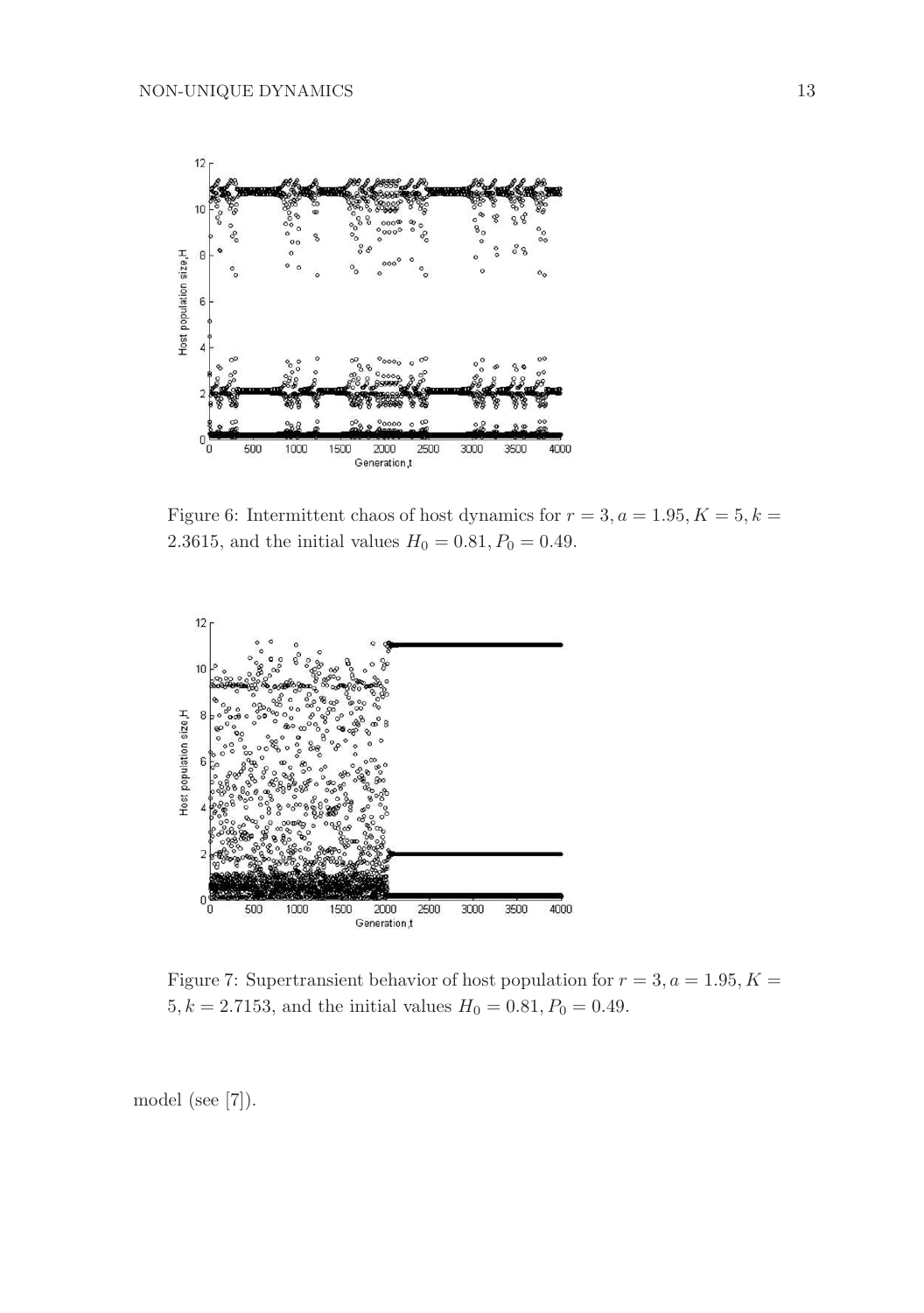12

10

8

6

4

2

0

0 500 1000 1500 2000 2500 3000 3500 4000

Host population size,H

Generation,t

Figure 6: Intermittent chaos of host dynamics for $r = 3, a = 1.95, K = 5, k = 2.3615$, and the initial values $H_0 = 0.81, P_0 = 0.49$.

12

10

8

6

4

2

0

0 500 1000 1500 2000 2500 3000 3500 4000

Host population size,H

Generation,t

Figure 7: Supertransient behavior of host population for $r = 3, a = 1.95, K = 5, k = 2.7153$, and the initial values $H_0 = 0.81, P_0 = 0.49$.

model (see [7]).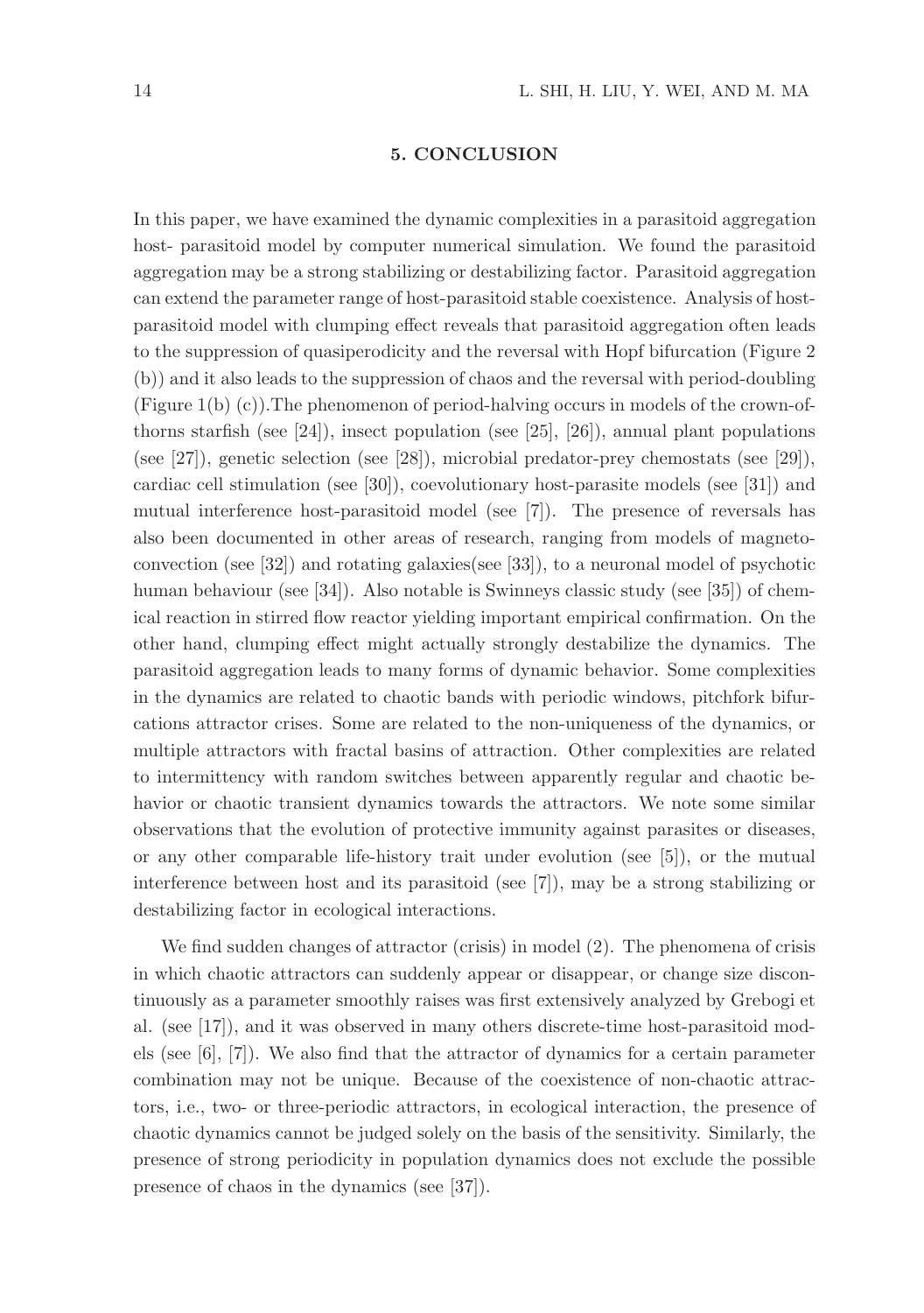## 5. CONCLUSION

In this paper, we have examined the dynamic complexities in a parasitoid aggregation host- parasitoid model by computer numerical simulation. We found the parasitoid aggregation may be a strong stabilizing or destabilizing factor. Parasitoid aggregation can extend the parameter range of host-parasitoid stable coexistence. Analysis of host-parasitoid model with clumping effect reveals that parasitoid aggregation often leads to the suppression of quasiperodicity and the reversal with Hopf bifurcation (Figure 2 (b)) and it also leads to the suppression of chaos and the reversal with period-doubling (Figure 1(b) (c)).The phenomenon of period-halving occurs in models of the crown-of-thorns starfish (see [24]), insect population (see [25], [26]), annual plant populations (see [27]), genetic selection (see [28]), microbial predator-prey chemostats (see [29]), cardiac cell stimulation (see [30]), coevolutionary host-parasite models (see [31]) and mutual interference host-parasitoid model (see [7]). The presence of reversals has also been documented in other areas of research, ranging from models of magneto-convection (see [32]) and rotating galaxies(see [33]), to a neuronal model of psychotic human behaviour (see [34]). Also notable is Swinneys classic study (see [35]) of chemical reaction in stirred flow reactor yielding important empirical confirmation. On the other hand, clumping effect might actually strongly destabilize the dynamics. The parasitoid aggregation leads to many forms of dynamic behavior. Some complexities in the dynamics are related to chaotic bands with periodic windows, pitchfork bifurcations attractor crises. Some are related to the non-uniqueness of the dynamics, or multiple attractors with fractal basins of attraction. Other complexities are related to intermittency with random switches between apparently regular and chaotic behavior or chaotic transient dynamics towards the attractors. We note some similar observations that the evolution of protective immunity against parasites or diseases, or any other comparable life-history trait under evolution (see [5]), or the mutual interference between host and its parasitoid (see [7]), may be a strong stabilizing or destabilizing factor in ecological interactions.

We find sudden changes of attractor (crisis) in model (2). The phenomena of crisis in which chaotic attractors can suddenly appear or disappear, or change size discontinuously as a parameter smoothly raises was first extensively analyzed by Grebogi et al. (see [17]), and it was observed in many others discrete-time host-parasitoid models (see [6], [7]). We also find that the attractor of dynamics for a certain parameter combination may not be unique. Because of the coexistence of non-chaotic attractors, i.e., two- or three-periodic attractors, in ecological interaction, the presence of chaotic dynamics cannot be judged solely on the basis of the sensitivity. Similarly, the presence of strong periodicity in population dynamics does not exclude the possible presence of chaos in the dynamics (see [37]).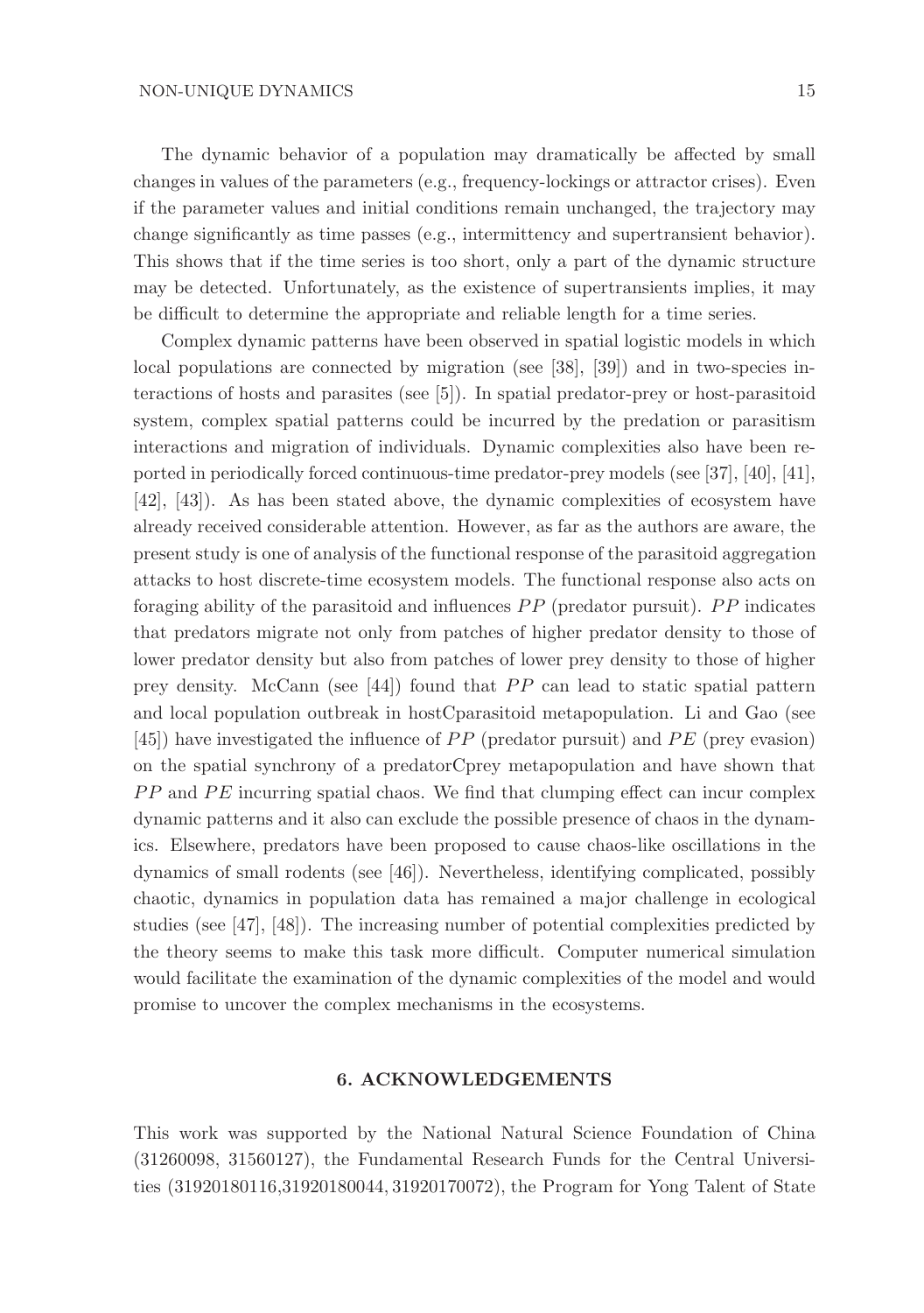The dynamic behavior of a population may dramatically be affected by small changes in values of the parameters (e.g., frequency-lockings or attractor crises). Even if the parameter values and initial conditions remain unchanged, the trajectory may change significantly as time passes (e.g., intermittency and supertransient behavior). This shows that if the time series is too short, only a part of the dynamic structure may be detected. Unfortunately, as the existence of supertransients implies, it may be difficult to determine the appropriate and reliable length for a time series.

Complex dynamic patterns have been observed in spatial logistic models in which local populations are connected by migration (see [38], [39]) and in two-species interactions of hosts and parasites (see [5]). In spatial predator-prey or host-parasitoid system, complex spatial patterns could be incurred by the predation or parasitism interactions and migration of individuals. Dynamic complexities also have been reported in periodically forced continuous-time predator-prey models (see [37], [40], [41], [42], [43]). As has been stated above, the dynamic complexities of ecosystem have already received considerable attention. However, as far as the authors are aware, the present study is one of analysis of the functional response of the parasitoid aggregation attacks to host discrete-time ecosystem models. The functional response also acts on foraging ability of the parasitoid and influences $PP$ (predator pursuit). $PP$ indicates that predators migrate not only from patches of higher predator density to those of lower predator density but also from patches of lower prey density to those of higher prey density. McCann (see [44]) found that $PP$ can lead to static spatial pattern and local population outbreak in hostCparasitoid metapopulation. Li and Gao (see [45]) have investigated the influence of $PP$ (predator pursuit) and $PE$ (prey evasion) on the spatial synchrony of a predatorCprey metapopulation and have shown that $PP$ and $PE$ incurring spatial chaos. We find that clumping effect can incur complex dynamic patterns and it also can exclude the possible presence of chaos in the dynamics. Elsewhere, predators have been proposed to cause chaos-like oscillations in the dynamics of small rodents (see [46]). Nevertheless, identifying complicated, possibly chaotic, dynamics in population data has remained a major challenge in ecological studies (see [47], [48]). The increasing number of potential complexities predicted by the theory seems to make this task more difficult. Computer numerical simulation would facilitate the examination of the dynamic complexities of the model and would promise to uncover the complex mechanisms in the ecosystems.

## 6. ACKNOWLEDGEMENTS

This work was supported by the National Natural Science Foundation of China (31260098, 31560127), the Fundamental Research Funds for the Central Universities (31920180116,31920180044, 31920170072), the Program for Yong Talent of State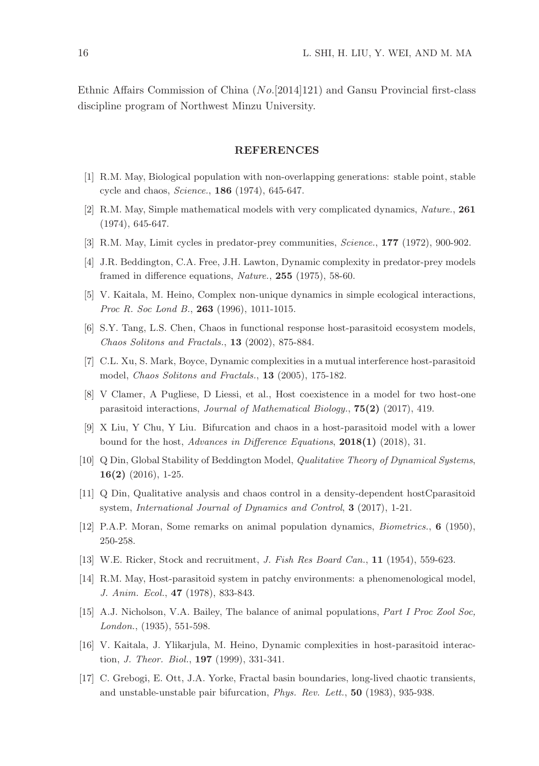Ethnic Affairs Commission of China (*No.*[2014]121) and Gansu Provincial first-class discipline program of Northwest Minzu University.

## REFERENCES

[1] R.M. May, Biological population with non-overlapping generations: stable point, stable cycle and chaos, *Science.*, **186** (1974), 645-647.

[2] R.M. May, Simple mathematical models with very complicated dynamics, *Nature.*, **261** (1974), 645-647.

[3] R.M. May, Limit cycles in predator-prey communities, *Science.*, **177** (1972), 900-902.

[4] J.R. Beddington, C.A. Free, J.H. Lawton, Dynamic complexity in predator-prey models framed in difference equations, *Nature.*, **255** (1975), 58-60.

[5] V. Kaitala, M. Heino, Complex non-unique dynamics in simple ecological interactions, *Proc R. Soc Lond B.*, **263** (1996), 1011-1015.

[6] S.Y. Tang, L.S. Chen, Chaos in functional response host-parasitoid ecosystem models, *Chaos Solitons and Fractals.*, **13** (2002), 875-884.

[7] C.L. Xu, S. Mark, Boyce, Dynamic complexities in a mutual interference host-parasitoid model, *Chaos Solitons and Fractals.*, **13** (2005), 175-182.

[8] V Clamer, A Pugliese, D Liessi, et al., Host coexistence in a model for two host-one parasitoid interactions, *Journal of Mathematical Biology.*, **75(2)** (2017), 419.

[9] X Liu, Y Chu, Y Liu. Bifurcation and chaos in a host-parasitoid model with a lower bound for the host, *Advances in Difference Equations*, **2018(1)** (2018), 31.

[10] Q Din, Global Stability of Beddington Model, *Qualitative Theory of Dynamical Systems*, **16(2)** (2016), 1-25.

[11] Q Din, Qualitative analysis and chaos control in a density-dependent hostCparasitoid system, *International Journal of Dynamics and Control*, **3** (2017), 1-21.

[12] P.A.P. Moran, Some remarks on animal population dynamics, *Biometrics.*, **6** (1950), 250-258.

[13] W.E. Ricker, Stock and recruitment, *J. Fish Res Board Can.*, **11** (1954), 559-623.

[14] R.M. May, Host-parasitoid system in patchy environments: a phenomenological model, *J. Anim. Ecol.*, **47** (1978), 833-843.

[15] A.J. Nicholson, V.A. Bailey, The balance of animal populations, *Part I Proc Zool Soc, London.*, (1935), 551-598.

[16] V. Kaitala, J. Ylikarjula, M. Heino, Dynamic complexities in host-parasitoid interaction, *J. Theor. Biol.*, **197** (1999), 331-341.

[17] C. Grebogi, E. Ott, J.A. Yorke, Fractal basin boundaries, long-lived chaotic transients, and unstable-unstable pair bifurcation, *Phys. Rev. Lett.*, **50** (1983), 935-938.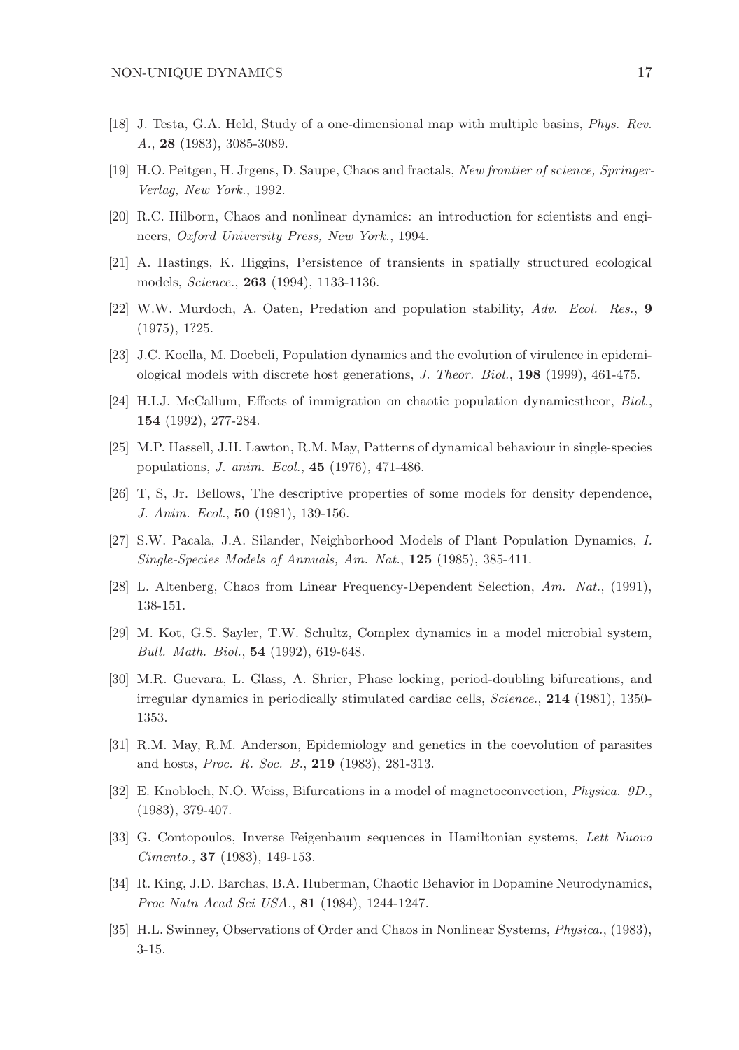[18] J. Testa, G.A. Held, Study of a one-dimensional map with multiple basins, *Phys. Rev. A.*, **28** (1983), 3085-3089.

[19] H.O. Peitgen, H. Jrgens, D. Saupe, Chaos and fractals, *New frontier of science, Springer-Verlag, New York.*, 1992.

[20] R.C. Hilborn, Chaos and nonlinear dynamics: an introduction for scientists and engineers, *Oxford University Press, New York.*, 1994.

[21] A. Hastings, K. Higgins, Persistence of transients in spatially structured ecological models, *Science.*, **263** (1994), 1133-1136.

[22] W.W. Murdoch, A. Oaten, Predation and population stability, *Adv. Ecol. Res.*, **9** (1975), 1?25.

[23] J.C. Koella, M. Doebeli, Population dynamics and the evolution of virulence in epidemiological models with discrete host generations, *J. Theor. Biol.*, **198** (1999), 461-475.

[24] H.I.J. McCallum, Effects of immigration on chaotic population dynamicstheor, *Biol.*, **154** (1992), 277-284.

[25] M.P. Hassell, J.H. Lawton, R.M. May, Patterns of dynamical behaviour in single-species populations, *J. anim. Ecol.*, **45** (1976), 471-486.

[26] T, S, Jr. Bellows, The descriptive properties of some models for density dependence, *J. Anim. Ecol.*, **50** (1981), 139-156.

[27] S.W. Pacala, J.A. Silander, Neighborhood Models of Plant Population Dynamics, *I. Single-Species Models of Annuals, Am. Nat.*, **125** (1985), 385-411.

[28] L. Altenberg, Chaos from Linear Frequency-Dependent Selection, *Am. Nat.*, (1991), 138-151.

[29] M. Kot, G.S. Sayler, T.W. Schultz, Complex dynamics in a model microbial system, *Bull. Math. Biol.*, **54** (1992), 619-648.

[30] M.R. Guevara, L. Glass, A. Shrier, Phase locking, period-doubling bifurcations, and irregular dynamics in periodically stimulated cardiac cells, *Science.*, **214** (1981), 1350-1353.

[31] R.M. May, R.M. Anderson, Epidemiology and genetics in the coevolution of parasites and hosts, *Proc. R. Soc. B.*, **219** (1983), 281-313.

[32] E. Knobloch, N.O. Weiss, Bifurcations in a model of magnetoconvection, *Physica. 9D.*, (1983), 379-407.

[33] G. Contopoulos, Inverse Feigenbaum sequences in Hamiltonian systems, *Lett Nuovo Cimento.*, **37** (1983), 149-153.

[34] R. King, J.D. Barchas, B.A. Huberman, Chaotic Behavior in Dopamine Neurodynamics, *Proc Natn Acad Sci USA.*, **81** (1984), 1244-1247.

[35] H.L. Swinney, Observations of Order and Chaos in Nonlinear Systems, *Physica.*, (1983), 3-15.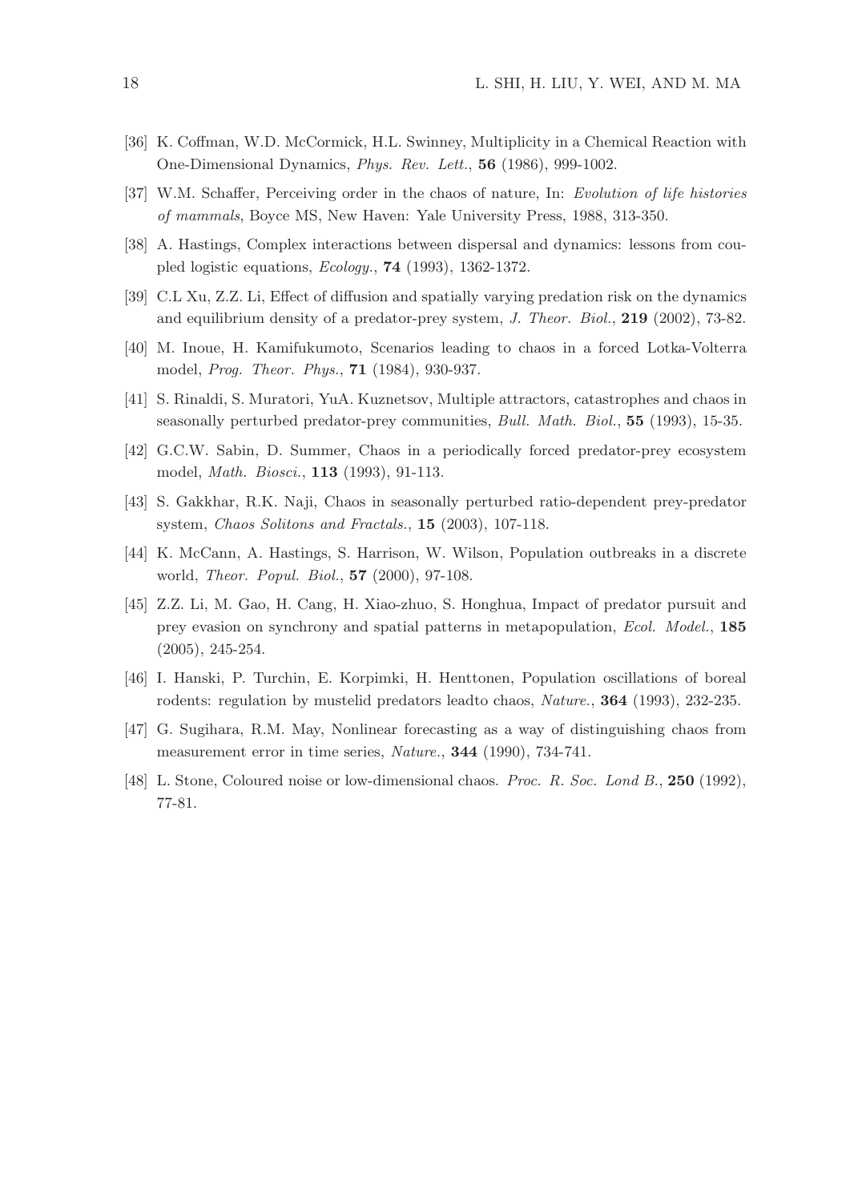[36] K. Coffman, W.D. McCormick, H.L. Swinney, Multiplicity in a Chemical Reaction with One-Dimensional Dynamics, *Phys. Rev. Lett.*, **56** (1986), 999-1002.

[37] W.M. Schaffer, Perceiving order in the chaos of nature, In: *Evolution of life histories of mammals*, Boyce MS, New Haven: Yale University Press, 1988, 313-350.

[38] A. Hastings, Complex interactions between dispersal and dynamics: lessons from coupled logistic equations, *Ecology.*, **74** (1993), 1362-1372.

[39] C.L Xu, Z.Z. Li, Effect of diffusion and spatially varying predation risk on the dynamics and equilibrium density of a predator-prey system, *J. Theor. Biol.*, **219** (2002), 73-82.

[40] M. Inoue, H. Kamifukumoto, Scenarios leading to chaos in a forced Lotka-Volterra model, *Prog. Theor. Phys.*, **71** (1984), 930-937.

[41] S. Rinaldi, S. Muratori, YuA. Kuznetsov, Multiple attractors, catastrophes and chaos in seasonally perturbed predator-prey communities, *Bull. Math. Biol.*, **55** (1993), 15-35.

[42] G.C.W. Sabin, D. Summer, Chaos in a periodically forced predator-prey ecosystem model, *Math. Biosci.*, **113** (1993), 91-113.

[43] S. Gakkhar, R.K. Naji, Chaos in seasonally perturbed ratio-dependent prey-predator system, *Chaos Solitons and Fractals.*, **15** (2003), 107-118.

[44] K. McCann, A. Hastings, S. Harrison, W. Wilson, Population outbreaks in a discrete world, *Theor. Popul. Biol.*, **57** (2000), 97-108.

[45] Z.Z. Li, M. Gao, H. Cang, H. Xiao-zhuo, S. Honghua, Impact of predator pursuit and prey evasion on synchrony and spatial patterns in metapopulation, *Ecol. Model.*, **185** (2005), 245-254.

[46] I. Hanski, P. Turchin, E. Korpimki, H. Henttonen, Population oscillations of boreal rodents: regulation by mustelid predators leadto chaos, *Nature.*, **364** (1993), 232-235.

[47] G. Sugihara, R.M. May, Nonlinear forecasting as a way of distinguishing chaos from measurement error in time series, *Nature.*, **344** (1990), 734-741.

[48] L. Stone, Coloured noise or low-dimensional chaos. *Proc. R. Soc. Lond B.*, **250** (1992), 77-81.